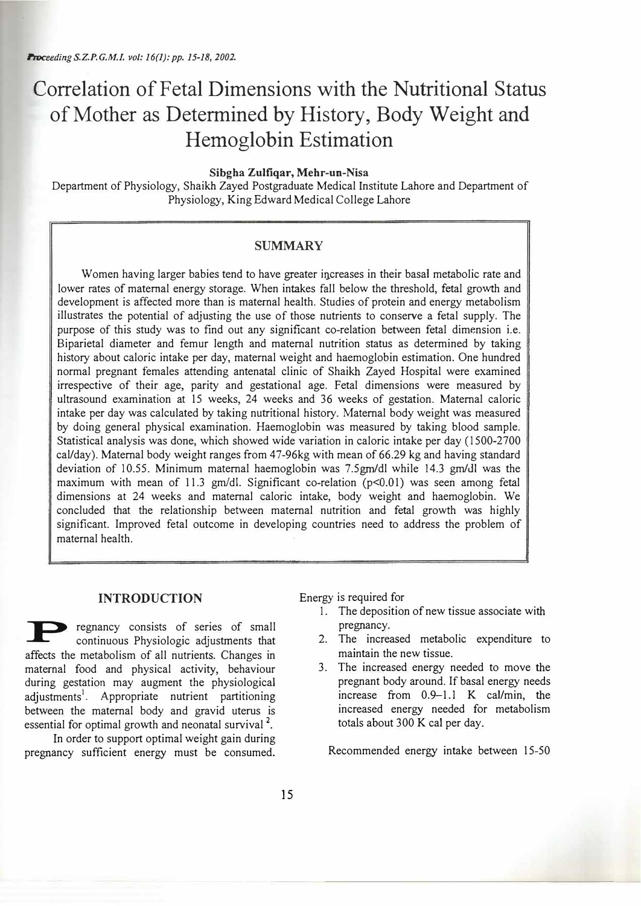# Correlation of Fetal Dimensions with the Nutritional Status of Mother as Determined by History, Body Weight and Hemoglobin Estimation

**Sibgha Zulfiqar, Mehr-un-Nisa**

Department of Physiology, Shaikh Zayed Postgraduate Medical Institute Lahore and Department of Physiology, King Edward Medical College Lahore

## SUMMARY

Women having larger babies tend to have greater increases in their basal metabolic rate and lower rates of maternal energy storage. When intakes fall below the threshold, fetal growth and development is affected more than is maternal health. Studies of protein and energy metabolism illustrates the potential of adjusting the use of those nutrients to conserve a fetal supply. The purpose of this study was to find out any significant co-relation between fetal dimension i.e. Biparietal diameter and femur length and maternal nutrition status as determined by taking history about caloric intake per day, maternal weight and haemoglobin estimation. One hundred normal pregnant females attending antenatal clinic of Shaikh Zayed Hospital were examined irrespective of their age, parity and gestational age. Fetal dimensions were measured by ultrasound examination at 15 weeks, 24 weeks and 36 weeks of gestation. Maternal caloric intake per day was calculated by taking nutritional history. Maternal body weight was measured by doing general physical examination. Haemoglobin was measured by taking blood sample. Statistical analysis was done, which showed wide variation in caloric intake per day (1500-2700 cal/day). Maternal body weight ranges from 47-96kg with mean of 66.29 kg and having standard deviation of 10.55. Minimum maternal haemoglobin was 7.5gm/dl while 14.3 gm/dl was the maximum with mean of 11.3 gm/dl. Significant co-relation ($p<0.01$) was seen among fetal dimensions at 24 weeks and maternal caloric intake, body weight and haemoglobin. We concluded that the relationship between maternal nutrition and fetal growth was highly significant. Improved fetal outcome in developing countries need to address the problem of maternal health.

## INTRODUCTION

Pregnancy consists of series of small continuous Physiologic adjustments that affects the metabolism of all nutrients. Changes in maternal food and physical activity, behaviour during gestation may augment the physiological adjustments[1]. Appropriate nutrient partitioning between the maternal body and gravid uterus is essential for optimal growth and neonatal survival [2].

In order to support optimal weight gain during pregnancy sufficient energy must be consumed. Energy is required for

1. The deposition of new tissue associate with pregnancy.
2. The increased metabolic expenditure to maintain the new tissue.
3. The increased energy needed to move the pregnant body around. If basal energy needs increase from 0.9–1.1 K cal/min, the increased energy needed for metabolism totals about 300 K cal per day.

Recommended energy intake between 15-50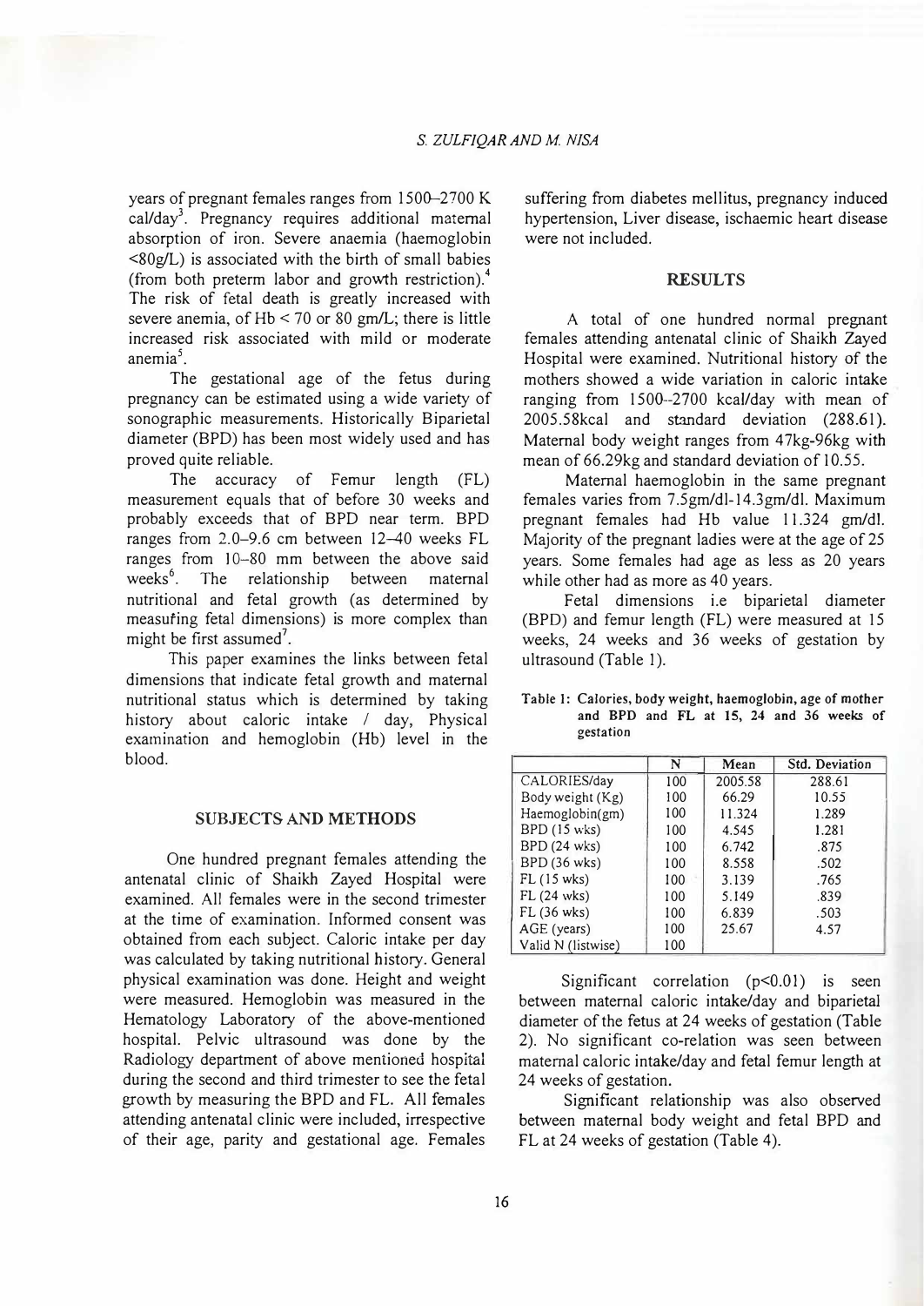years of pregnant females ranges from 1500–2700 K cal/day[3]. Pregnancy requires additional maternal absorption of iron. Severe anaemia (haemoglobin <80g/L) is associated with the birth of small babies (from both preterm labor and growth restriction).[4] The risk of fetal death is greatly increased with severe anemia, of Hb < 70 or 80 gm/L; there is little increased risk associated with mild or moderate anemia[5].

The gestational age of the fetus during pregnancy can be estimated using a wide variety of sonographic measurements. Historically Biparietal diameter (BPD) has been most widely used and has proved quite reliable.

The accuracy of Femur length (FL) measurement equals that of before 30 weeks and probably exceeds that of BPD near term. BPD ranges from 2.0–9.6 cm between 12–40 weeks FL ranges from 10–80 mm between the above said weeks[6]. The relationship between maternal nutritional and fetal growth (as determined by measuring fetal dimensions) is more complex than might be first assumed[7].

This paper examines the links between fetal dimensions that indicate fetal growth and maternal nutritional status which is determined by taking history about caloric intake / day, Physical examination and hemoglobin (Hb) level in the blood.

## SUBJECTS AND METHODS

One hundred pregnant females attending the antenatal clinic of Shaikh Zayed Hospital were examined. All females were in the second trimester at the time of examination. Informed consent was obtained from each subject. Caloric intake per day was calculated by taking nutritional history. General physical examination was done. Height and weight were measured. Hemoglobin was measured in the Hematology Laboratory of the above-mentioned hospital. Pelvic ultrasound was done by the Radiology department of above mentioned hospital during the second and third trimester to see the fetal growth by measuring the BPD and FL. All females attending antenatal clinic were included, irrespective of their age, parity and gestational age. Females suffering from diabetes mellitus, pregnancy induced hypertension, Liver disease, ischaemic heart disease were not included.

## RESULTS

A total of one hundred normal pregnant females attending antenatal clinic of Shaikh Zayed Hospital were examined. Nutritional history of the mothers showed a wide variation in caloric intake ranging from 1500–2700 kcal/day with mean of 2005.58kcal and standard deviation (288.61). Maternal body weight ranges from 47kg-96kg with mean of 66.29kg and standard deviation of 10.55.

Maternal haemoglobin in the same pregnant females varies from 7.5gm/dl-14.3gm/dl. Maximum pregnant females had Hb value 11.324 gm/dl. Majority of the pregnant ladies were at the age of 25 years. Some females had age as less as 20 years while other had as more as 40 years.

Fetal dimensions i.e biparietal diameter (BPD) and femur length (FL) were measured at 15 weeks, 24 weeks and 36 weeks of gestation by ultrasound (Table 1).

**Table 1: Calories, body weight, haemoglobin, age of mother and BPD and FL at 15, 24 and 36 weeks of gestation**

| | N | Mean | Std. Deviation |
|---|---|---|---|
| CALORIES/day | 100 | 2005.58 | 288.61 |
| Body weight (Kg) | 100 | 66.29 | 10.55 |
| Haemoglobin(gm) | 100 | 11.324 | 1.289 |
| BPD (15 wks) | 100 | 4.545 | 1.281 |
| BPD (24 wks) | 100 | 6.742 | .875 |
| BPD (36 wks) | 100 | 8.558 | .502 |
| FL (15 wks) | 100 | 3.139 | .765 |
| FL (24 wks) | 100 | 5.149 | .839 |
| FL (36 wks) | 100 | 6.839 | .503 |
| AGE (years) | 100 | 25.67 | 4.57 |
| Valid N (listwise) | 100 | | |

Significant correlation ($p<0.01$) is seen between maternal caloric intake/day and biparietal diameter of the fetus at 24 weeks of gestation (Table 2). No significant co-relation was seen between maternal caloric intake/day and fetal femur length at 24 weeks of gestation.

Significant relationship was also observed between maternal body weight and fetal BPD and FL at 24 weeks of gestation (Table 4).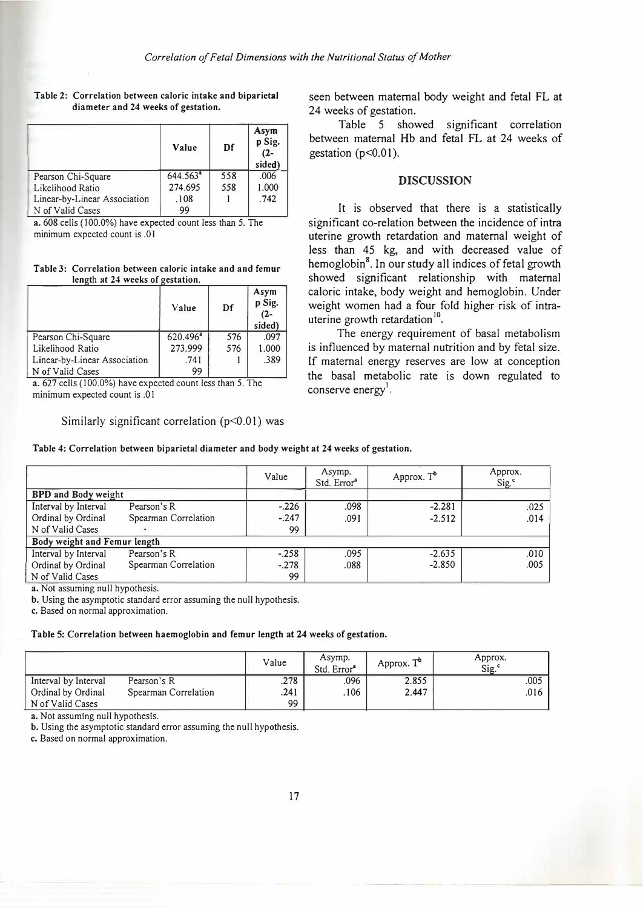**Table 2: Correlation between caloric intake and biparietal diameter and 24 weeks of gestation.**

| | Value | Df | Asymp Sig. (2-sided) |
|---|---|---|---|
| Pearson Chi-Square | 644.563[a] | 558 | .006 |
| Likelihood Ratio | 274.695 | 558 | 1.000 |
| Linear-by-Linear Association | .108 | 1 | .742 |
| N of Valid Cases | 99 | | |

a. 608 cells (100.0%) have expected count less than 5. The minimum expected count is .01

**Table 3: Correlation between caloric intake and and femur length at 24 weeks of gestation.**

| | Value | Df | Asymp Sig. (2-sided) |
|---|---|---|---|
| Pearson Chi-Square | 620.496[a] | 576 | .097 |
| Likelihood Ratio | 273.999 | 576 | 1.000 |
| Linear-by-Linear Association | .741 | 1 | .389 |
| N of Valid Cases | 99 | | |

a. 627 cells (100.0%) have expected count less than 5. The minimum expected count is .01

Similarly significant correlation ($p<0.01$) was seen between maternal body weight and fetal FL at 24 weeks of gestation.

Table 5 showed significant correlation between maternal Hb and fetal FL at 24 weeks of gestation ($p<0.01$).

## DISCUSSION

It is observed that there is a statistically significant co-relation between the incidence of intra uterine growth retardation and maternal weight of less than 45 kg, and with decreased value of hemoglobin[8]. In our study all indices of fetal growth showed significant relationship with maternal caloric intake, body weight and hemoglobin. Under weight women had a four fold higher risk of intra-uterine growth retardation[10].

The energy requirement of basal metabolism is influenced by maternal nutrition and by fetal size. If maternal energy reserves are low at conception the basal metabolic rate is down regulated to conserve energy[1].

**Table 4: Correlation between biparietal diameter and body weight at 24 weeks of gestation.**

| | | Value | Asymp. Std. Error[a] | Approx. T[b] | Approx. Sig.[c] |
|---|---|---|---|---|---|
| **BPD and Body weight** | | | | | |
| Interval by Interval | Pearson's R | -.226 | .098 | -2.281 | .025 |
| Ordinal by Ordinal | Spearman Correlation | -.247 | .091 | -2.512 | .014 |
| N of Valid Cases | | 99 | | | |
| **Body weight and Femur length** | | | | | |
| Interval by Interval | Pearson's R | -.258 | .095 | -2.635 | .010 |
| Ordinal by Ordinal | Spearman Correlation | -.278 | .088 | -2.850 | .005 |
| N of Valid Cases | | 99 | | | |

a. Not assuming null hypothesis.
b. Using the asymptotic standard error assuming the null hypothesis.
c. Based on normal approximation.

**Table 5: Correlation between haemoglobin and femur length at 24 weeks of gestation.**

| | | Value | Asymp. Std. Error[a] | Approx. T[b] | Approx. Sig.[c] |
|---|---|---|---|---|---|
| Interval by Interval | Pearson's R | .278 | .096 | 2.855 | .005 |
| Ordinal by Ordinal | Spearman Correlation | .241 | .106 | 2.447 | .016 |
| N of Valid Cases | | 99 | | | |

a. Not assuming null hypothesis.
b. Using the asymptotic standard error assuming the null hypothesis.
c. Based on normal approximation.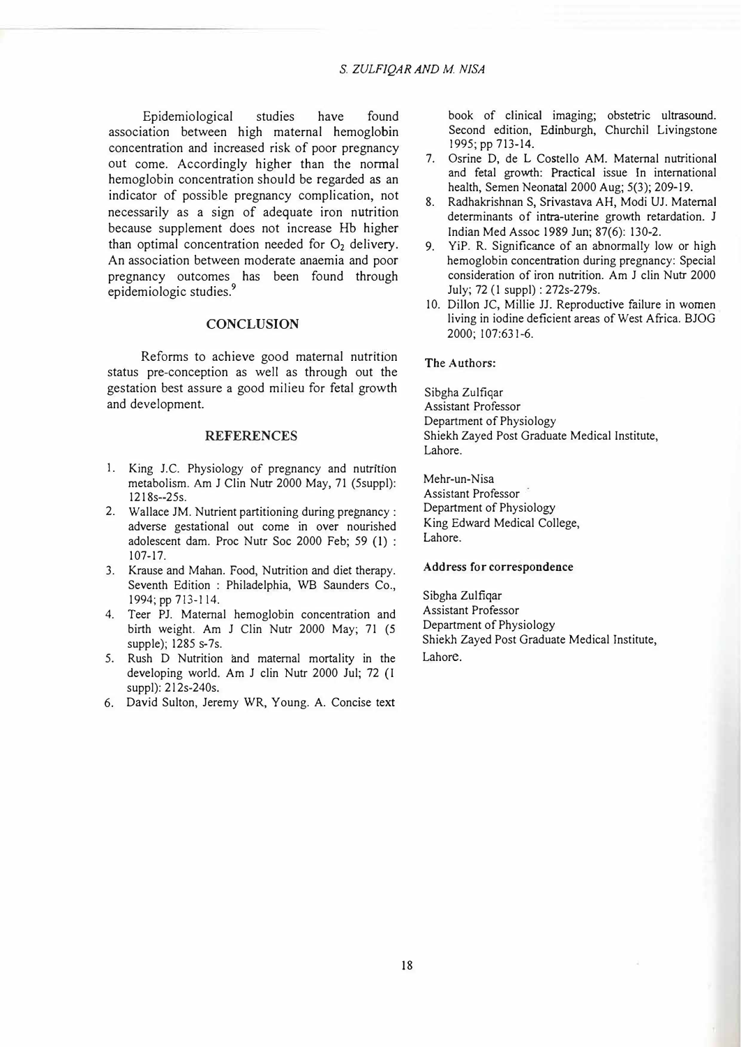Epidemiological studies have found association between high maternal hemoglobin concentration and increased risk of poor pregnancy out come. Accordingly higher than the normal hemoglobin concentration should be regarded as an indicator of possible pregnancy complication, not necessarily as a sign of adequate iron nutrition because supplement does not increase Hb higher than optimal concentration needed for $O_2$ delivery. An association between moderate anaemia and poor pregnancy outcomes has been found through epidemiologic studies.[9]

## CONCLUSION

Reforms to achieve good maternal nutrition status pre-conception as well as through out the gestation best assure a good milieu for fetal growth and development.

## REFERENCES

1. King J.C. Physiology of pregnancy and nutrition metabolism. Am J Clin Nutr 2000 May, 71 (5suppl): 1218s--25s.
2. Wallace JM. Nutrient partitioning during pregnancy : adverse gestational out come in over nourished adolescent dam. Proc Nutr Soc 2000 Feb; 59 (1) : 107-17.
3. Krause and Mahan. Food, Nutrition and diet therapy. Seventh Edition : Philadelphia, WB Saunders Co., 1994; pp 713-114.
4. Teer PJ. Maternal hemoglobin concentration and birth weight. Am J Clin Nutr 2000 May; 71 (5 supple); 1285 s-7s.
5. Rush D Nutrition and maternal mortality in the developing world. Am J clin Nutr 2000 Jul; 72 (I suppl): 212s-240s.
6. David Sulton, Jeremy WR, Young. A. Concise text book of clinical imaging; obstetric ultrasound. Second edition, Edinburgh, Churchil Livingstone 1995; pp 713-14.
7. Osrine D, de L Costello AM. Maternal nutritional and fetal growth: Practical issue In international health, Semen Neonatal 2000 Aug; 5(3); 209-19.
8. Radhakrishnan S, Srivastava AH, Modi UJ. Maternal determinants of intra-uterine growth retardation. J Indian Med Assoc 1989 Jun; 87(6): 130-2.
9. YiP. R. Significance of an abnormally low or high hemoglobin concentration during pregnancy: Special consideration of iron nutrition. Am J clin Nutr 2000 July; 72 (1 suppl) : 272s-279s.
10. Dillon JC, Millie JJ. Reproductive failure in women living in iodine deficient areas of West Africa. BJOG 2000; 107:631-6.

**The Authors:**

Sibgha Zulfiqar
Assistant Professor
Department of Physiology
Shiekh Zayed Post Graduate Medical Institute,
Lahore.

Mehr-un-Nisa
Assistant Professor
Department of Physiology
King Edward Medical College,
Lahore.

**Address for correspondence**

Sibgha Zulfiqar
Assistant Professor
Department of Physiology
Shiekh Zayed Post Graduate Medical Institute,
Lahore.